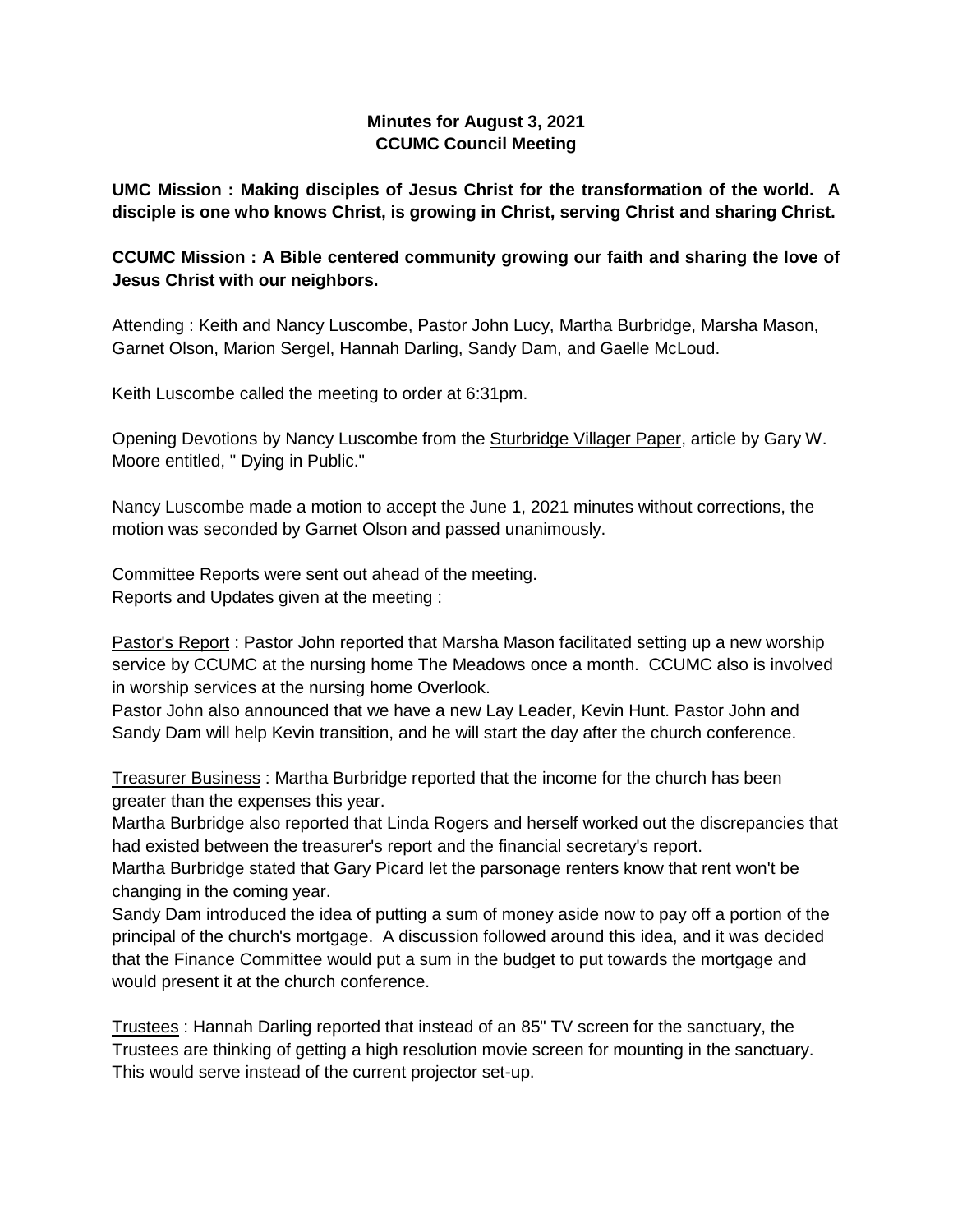**Minutes for August 3, 2021**
**CCUMC Council Meeting**

**UMC Mission : Making disciples of Jesus Christ for the transformation of the world. A disciple is one who knows Christ, is growing in Christ, serving Christ and sharing Christ.**

**CCUMC Mission : A Bible centered community growing our faith and sharing the love of Jesus Christ with our neighbors.**

Attending : Keith and Nancy Luscombe, Pastor John Lucy, Martha Burbridge, Marsha Mason, Garnet Olson, Marion Sergel, Hannah Darling, Sandy Dam, and Gaelle McLoud.

Keith Luscombe called the meeting to order at 6:31pm.

Opening Devotions by Nancy Luscombe from the Sturbridge Villager Paper, article by Gary W. Moore entitled, " Dying in Public."

Nancy Luscombe made a motion to accept the June 1, 2021 minutes without corrections, the motion was seconded by Garnet Olson and passed unanimously.

Committee Reports were sent out ahead of the meeting.
Reports and Updates given at the meeting :

Pastor's Report : Pastor John reported that Marsha Mason facilitated setting up a new worship service by CCUMC at the nursing home The Meadows once a month. CCUMC also is involved in worship services at the nursing home Overlook.
Pastor John also announced that we have a new Lay Leader, Kevin Hunt. Pastor John and Sandy Dam will help Kevin transition, and he will start the day after the church conference.

Treasurer Business : Martha Burbridge reported that the income for the church has been greater than the expenses this year.
Martha Burbridge also reported that Linda Rogers and herself worked out the discrepancies that had existed between the treasurer's report and the financial secretary's report.
Martha Burbridge stated that Gary Picard let the parsonage renters know that rent won't be changing in the coming year.
Sandy Dam introduced the idea of putting a sum of money aside now to pay off a portion of the principal of the church's mortgage. A discussion followed around this idea, and it was decided that the Finance Committee would put a sum in the budget to put towards the mortgage and would present it at the church conference.

Trustees : Hannah Darling reported that instead of an 85" TV screen for the sanctuary, the Trustees are thinking of getting a high resolution movie screen for mounting in the sanctuary. This would serve instead of the current projector set-up.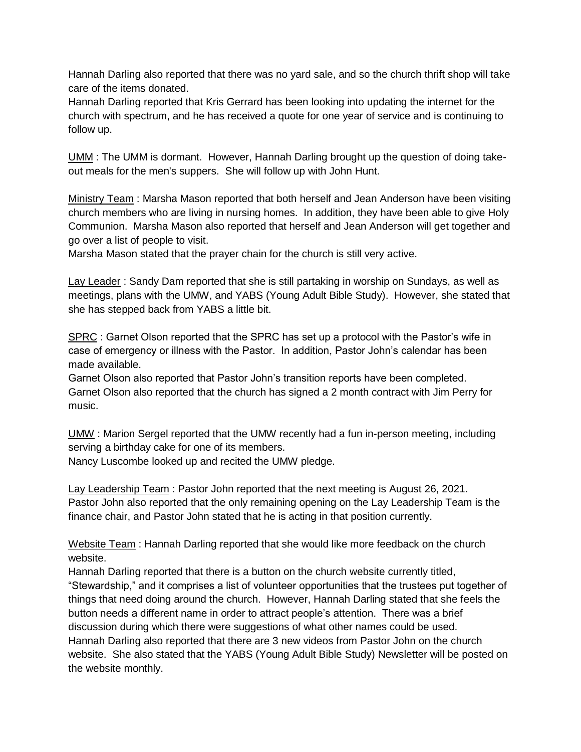Hannah Darling also reported that there was no yard sale, and so the church thrift shop will take care of the items donated.
Hannah Darling reported that Kris Gerrard has been looking into updating the internet for the church with spectrum, and he has received a quote for one year of service and is continuing to follow up.

<u>UMM</u> : The UMM is dormant. However, Hannah Darling brought up the question of doing take-out meals for the men's suppers. She will follow up with John Hunt.

<u>Ministry Team</u> : Marsha Mason reported that both herself and Jean Anderson have been visiting church members who are living in nursing homes. In addition, they have been able to give Holy Communion. Marsha Mason also reported that herself and Jean Anderson will get together and go over a list of people to visit.
Marsha Mason stated that the prayer chain for the church is still very active.

<u>Lay Leader</u> : Sandy Dam reported that she is still partaking in worship on Sundays, as well as meetings, plans with the UMW, and YABS (Young Adult Bible Study). However, she stated that she has stepped back from YABS a little bit.

<u>SPRC</u> : Garnet Olson reported that the SPRC has set up a protocol with the Pastor's wife in case of emergency or illness with the Pastor. In addition, Pastor John's calendar has been made available.
Garnet Olson also reported that Pastor John's transition reports have been completed.
Garnet Olson also reported that the church has signed a 2 month contract with Jim Perry for music.

<u>UMW</u> : Marion Sergel reported that the UMW recently had a fun in-person meeting, including serving a birthday cake for one of its members.
Nancy Luscombe looked up and recited the UMW pledge.

<u>Lay Leadership Team</u> : Pastor John reported that the next meeting is August 26, 2021.
Pastor John also reported that the only remaining opening on the Lay Leadership Team is the finance chair, and Pastor John stated that he is acting in that position currently.

<u>Website Team</u> : Hannah Darling reported that she would like more feedback on the church website.
Hannah Darling reported that there is a button on the church website currently titled, "Stewardship," and it comprises a list of volunteer opportunities that the trustees put together of things that need doing around the church. However, Hannah Darling stated that she feels the button needs a different name in order to attract people's attention. There was a brief discussion during which there were suggestions of what other names could be used.
Hannah Darling also reported that there are 3 new videos from Pastor John on the church website. She also stated that the YABS (Young Adult Bible Study) Newsletter will be posted on the website monthly.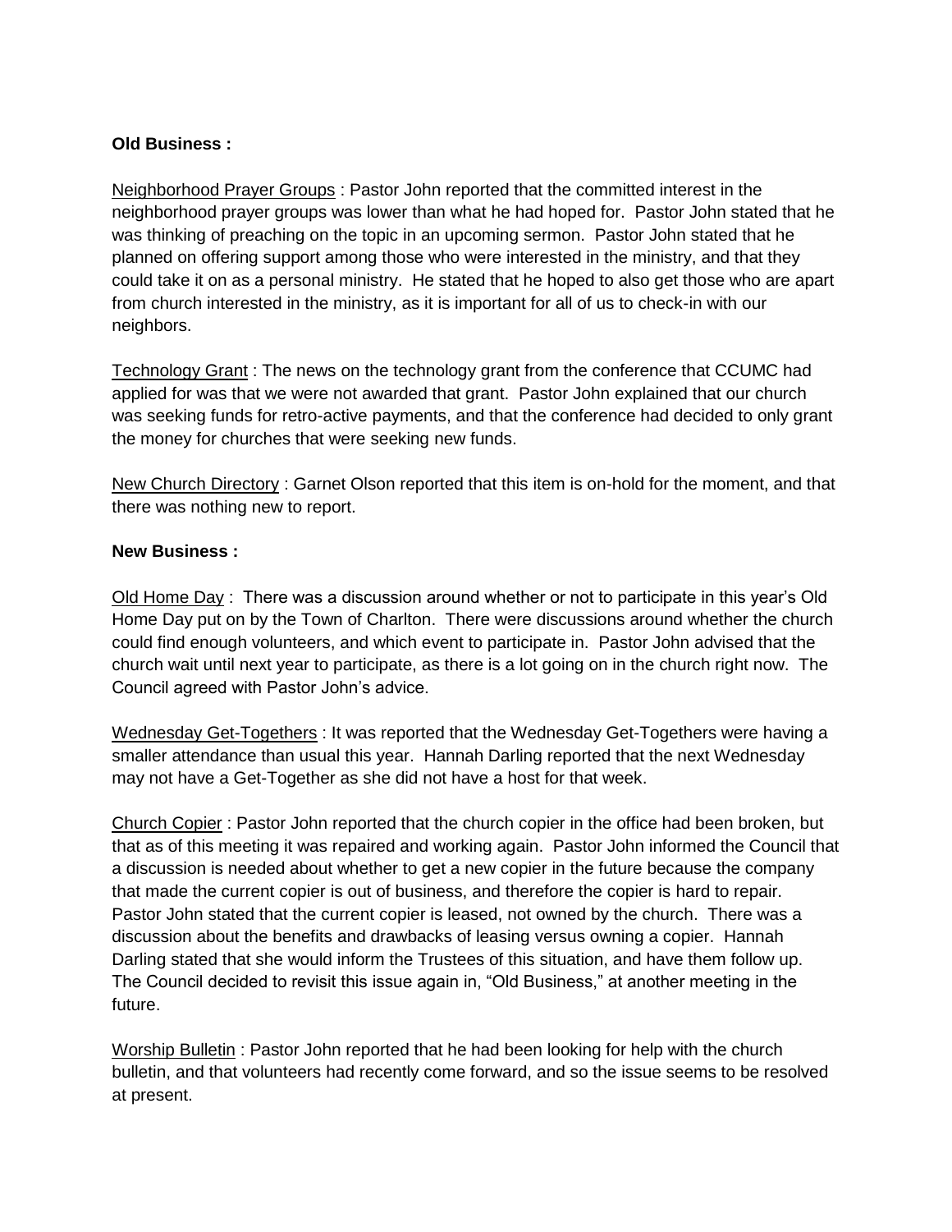**Old Business :**

Neighborhood Prayer Groups : Pastor John reported that the committed interest in the neighborhood prayer groups was lower than what he had hoped for. Pastor John stated that he was thinking of preaching on the topic in an upcoming sermon. Pastor John stated that he planned on offering support among those who were interested in the ministry, and that they could take it on as a personal ministry. He stated that he hoped to also get those who are apart from church interested in the ministry, as it is important for all of us to check-in with our neighbors.

Technology Grant : The news on the technology grant from the conference that CCUMC had applied for was that we were not awarded that grant. Pastor John explained that our church was seeking funds for retro-active payments, and that the conference had decided to only grant the money for churches that were seeking new funds.

New Church Directory : Garnet Olson reported that this item is on-hold for the moment, and that there was nothing new to report.

**New Business :**

Old Home Day : There was a discussion around whether or not to participate in this year's Old Home Day put on by the Town of Charlton. There were discussions around whether the church could find enough volunteers, and which event to participate in. Pastor John advised that the church wait until next year to participate, as there is a lot going on in the church right now. The Council agreed with Pastor John's advice.

Wednesday Get-Togethers : It was reported that the Wednesday Get-Togethers were having a smaller attendance than usual this year. Hannah Darling reported that the next Wednesday may not have a Get-Together as she did not have a host for that week.

Church Copier : Pastor John reported that the church copier in the office had been broken, but that as of this meeting it was repaired and working again. Pastor John informed the Council that a discussion is needed about whether to get a new copier in the future because the company that made the current copier is out of business, and therefore the copier is hard to repair. Pastor John stated that the current copier is leased, not owned by the church. There was a discussion about the benefits and drawbacks of leasing versus owning a copier. Hannah Darling stated that she would inform the Trustees of this situation, and have them follow up. The Council decided to revisit this issue again in, "Old Business," at another meeting in the future.

Worship Bulletin : Pastor John reported that he had been looking for help with the church bulletin, and that volunteers had recently come forward, and so the issue seems to be resolved at present.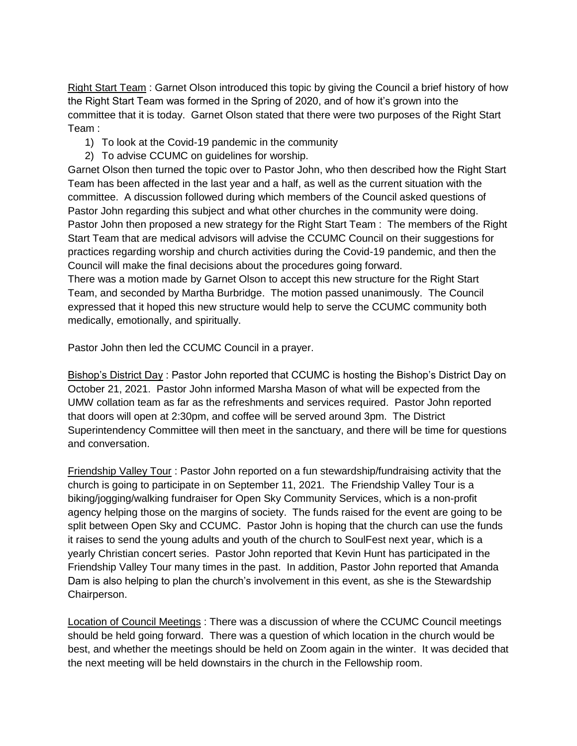<u>Right Start Team</u> : Garnet Olson introduced this topic by giving the Council a brief history of how the Right Start Team was formed in the Spring of 2020, and of how it's grown into the committee that it is today. Garnet Olson stated that there were two purposes of the Right Start Team :

1) To look at the Covid-19 pandemic in the community
2) To advise CCUMC on guidelines for worship.

Garnet Olson then turned the topic over to Pastor John, who then described how the Right Start Team has been affected in the last year and a half, as well as the current situation with the committee. A discussion followed during which members of the Council asked questions of Pastor John regarding this subject and what other churches in the community were doing. Pastor John then proposed a new strategy for the Right Start Team : The members of the Right Start Team that are medical advisors will advise the CCUMC Council on their suggestions for practices regarding worship and church activities during the Covid-19 pandemic, and then the Council will make the final decisions about the procedures going forward.
There was a motion made by Garnet Olson to accept this new structure for the Right Start Team, and seconded by Martha Burbridge. The motion passed unanimously. The Council expressed that it hoped this new structure would help to serve the CCUMC community both medically, emotionally, and spiritually.

Pastor John then led the CCUMC Council in a prayer.

<u>Bishop's District Day</u> : Pastor John reported that CCUMC is hosting the Bishop's District Day on October 21, 2021. Pastor John informed Marsha Mason of what will be expected from the UMW collation team as far as the refreshments and services required. Pastor John reported that doors will open at 2:30pm, and coffee will be served around 3pm. The District Superintendency Committee will then meet in the sanctuary, and there will be time for questions and conversation.

<u>Friendship Valley Tour</u> : Pastor John reported on a fun stewardship/fundraising activity that the church is going to participate in on September 11, 2021. The Friendship Valley Tour is a biking/jogging/walking fundraiser for Open Sky Community Services, which is a non-profit agency helping those on the margins of society. The funds raised for the event are going to be split between Open Sky and CCUMC. Pastor John is hoping that the church can use the funds it raises to send the young adults and youth of the church to SoulFest next year, which is a yearly Christian concert series. Pastor John reported that Kevin Hunt has participated in the Friendship Valley Tour many times in the past. In addition, Pastor John reported that Amanda Dam is also helping to plan the church's involvement in this event, as she is the Stewardship Chairperson.

<u>Location of Council Meetings</u> : There was a discussion of where the CCUMC Council meetings should be held going forward. There was a question of which location in the church would be best, and whether the meetings should be held on Zoom again in the winter. It was decided that the next meeting will be held downstairs in the church in the Fellowship room.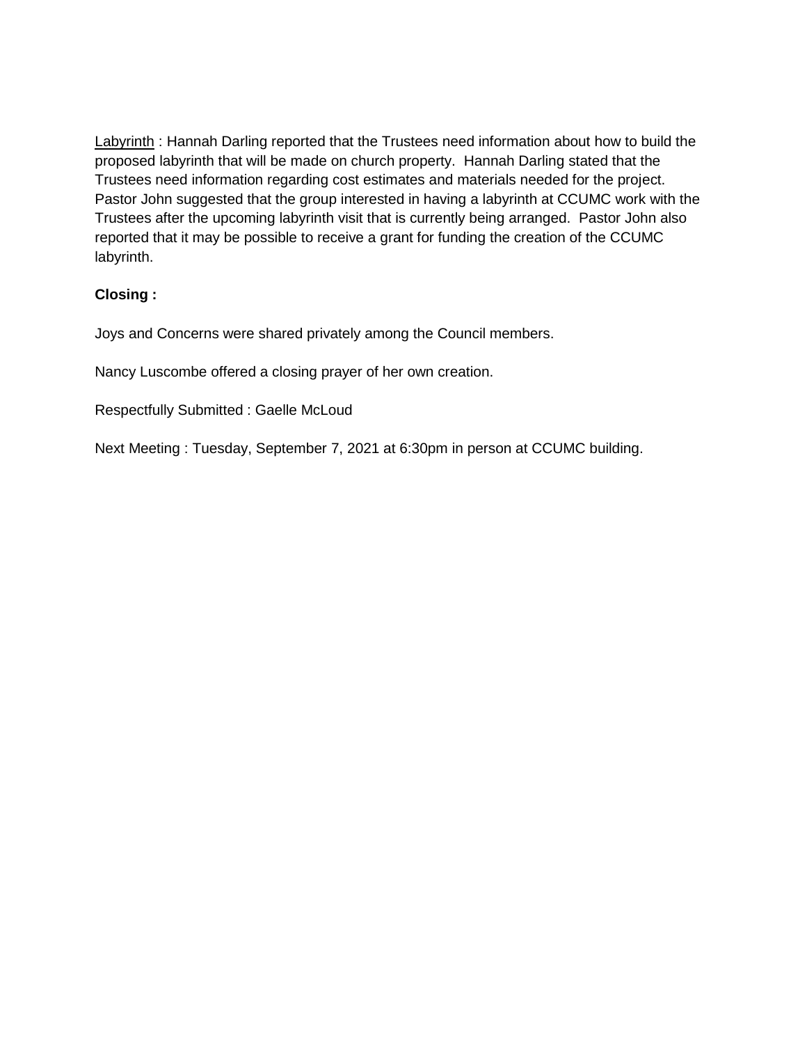<u>Labyrinth</u> : Hannah Darling reported that the Trustees need information about how to build the proposed labyrinth that will be made on church property. Hannah Darling stated that the Trustees need information regarding cost estimates and materials needed for the project. Pastor John suggested that the group interested in having a labyrinth at CCUMC work with the Trustees after the upcoming labyrinth visit that is currently being arranged. Pastor John also reported that it may be possible to receive a grant for funding the creation of the CCUMC labyrinth.

**Closing :**

Joys and Concerns were shared privately among the Council members.

Nancy Luscombe offered a closing prayer of her own creation.

Respectfully Submitted : Gaelle McLoud

Next Meeting : Tuesday, September 7, 2021 at 6:30pm in person at CCUMC building.